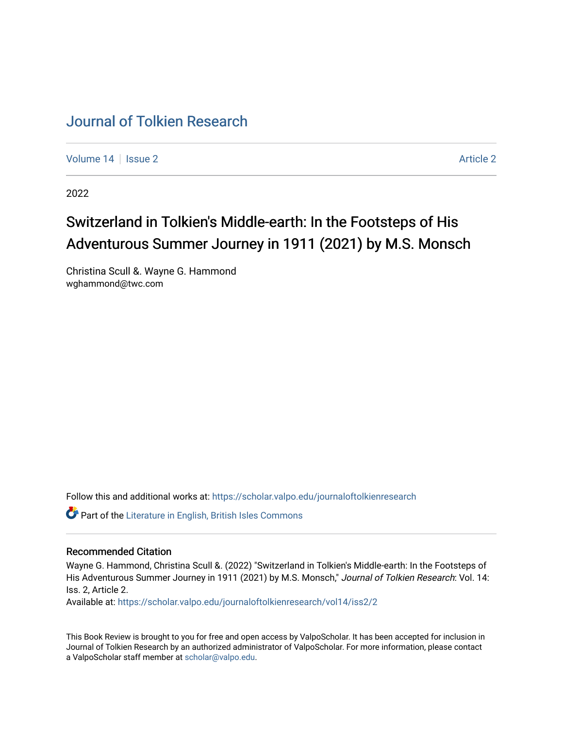# Journal of Tolkien Research

Volume 14 | Issue 2 | Article 2

2022

## Switzerland in Tolkien's Middle-earth: In the Footsteps of His Adventurous Summer Journey in 1911 (2021) by M.S. Monsch

Christina Scull &. Wayne G. Hammond
wghammond@twc.com

Follow this and additional works at: https://scholar.valpo.edu/journaloftolkienresearch

Part of the Literature in English, British Isles Commons

### Recommended Citation

Wayne G. Hammond, Christina Scull &. (2022) "Switzerland in Tolkien's Middle-earth: In the Footsteps of His Adventurous Summer Journey in 1911 (2021) by M.S. Monsch," *Journal of Tolkien Research*: Vol. 14: Iss. 2, Article 2.
Available at: https://scholar.valpo.edu/journaloftolkienresearch/vol14/iss2/2

This Book Review is brought to you for free and open access by ValpoScholar. It has been accepted for inclusion in Journal of Tolkien Research by an authorized administrator of ValpoScholar. For more information, please contact a ValpoScholar staff member at scholar@valpo.edu.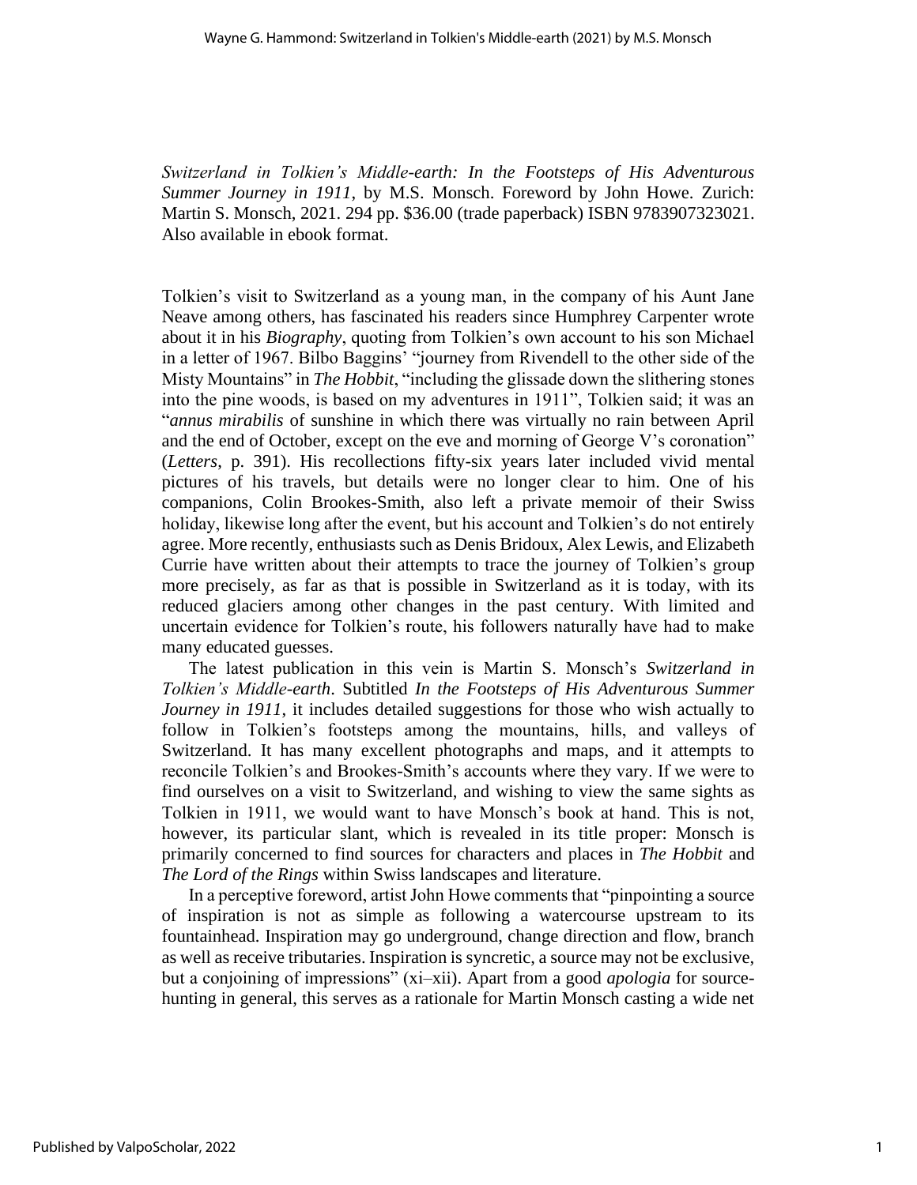*Switzerland in Tolkien's Middle-earth: In the Footsteps of His Adventurous Summer Journey in 1911*, by M.S. Monsch. Foreword by John Howe. Zurich: Martin S. Monsch, 2021. 294 pp. $36.00 (trade paperback) ISBN 9783907323021. Also available in ebook format.

Tolkien's visit to Switzerland as a young man, in the company of his Aunt Jane Neave among others, has fascinated his readers since Humphrey Carpenter wrote about it in his *Biography*, quoting from Tolkien's own account to his son Michael in a letter of 1967. Bilbo Baggins' "journey from Rivendell to the other side of the Misty Mountains" in *The Hobbit*, "including the glissade down the slithering stones into the pine woods, is based on my adventures in 1911", Tolkien said; it was an "*annus mirabilis* of sunshine in which there was virtually no rain between April and the end of October, except on the eve and morning of George V's coronation" (*Letters*, p. 391). His recollections fifty-six years later included vivid mental pictures of his travels, but details were no longer clear to him. One of his companions, Colin Brookes-Smith, also left a private memoir of their Swiss holiday, likewise long after the event, but his account and Tolkien's do not entirely agree. More recently, enthusiasts such as Denis Bridoux, Alex Lewis, and Elizabeth Currie have written about their attempts to trace the journey of Tolkien's group more precisely, as far as that is possible in Switzerland as it is today, with its reduced glaciers among other changes in the past century. With limited and uncertain evidence for Tolkien's route, his followers naturally have had to make many educated guesses.

The latest publication in this vein is Martin S. Monsch's *Switzerland in Tolkien's Middle-earth*. Subtitled *In the Footsteps of His Adventurous Summer Journey in 1911*, it includes detailed suggestions for those who wish actually to follow in Tolkien's footsteps among the mountains, hills, and valleys of Switzerland. It has many excellent photographs and maps, and it attempts to reconcile Tolkien's and Brookes-Smith's accounts where they vary. If we were to find ourselves on a visit to Switzerland, and wishing to view the same sights as Tolkien in 1911, we would want to have Monsch's book at hand. This is not, however, its particular slant, which is revealed in its title proper: Monsch is primarily concerned to find sources for characters and places in *The Hobbit* and *The Lord of the Rings* within Swiss landscapes and literature.

In a perceptive foreword, artist John Howe comments that "pinpointing a source of inspiration is not as simple as following a watercourse upstream to its fountainhead. Inspiration may go underground, change direction and flow, branch as well as receive tributaries. Inspiration is syncretic, a source may not be exclusive, but a conjoining of impressions" (xi–xii). Apart from a good *apologia* for source-hunting in general, this serves as a rationale for Martin Monsch casting a wide net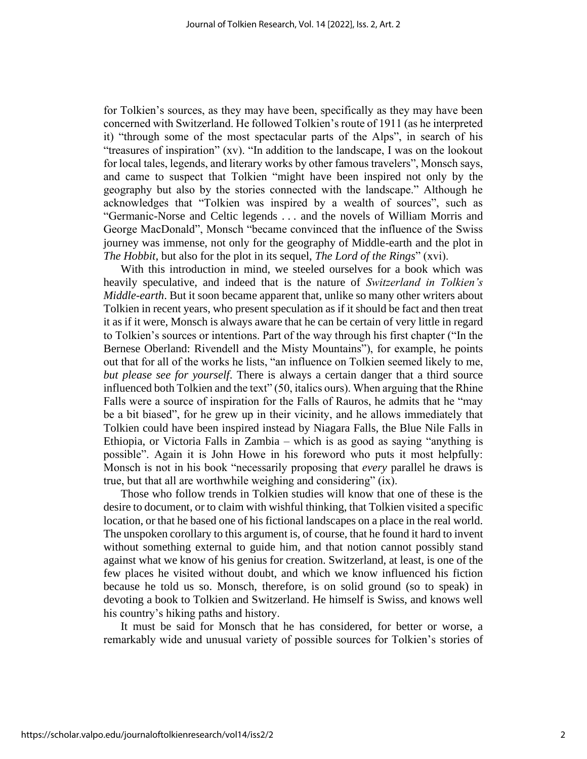for Tolkien's sources, as they may have been, specifically as they may have been concerned with Switzerland. He followed Tolkien's route of 1911 (as he interpreted it) "through some of the most spectacular parts of the Alps", in search of his "treasures of inspiration" (xv). "In addition to the landscape, I was on the lookout for local tales, legends, and literary works by other famous travelers", Monsch says, and came to suspect that Tolkien "might have been inspired not only by the geography but also by the stories connected with the landscape." Although he acknowledges that "Tolkien was inspired by a wealth of sources", such as "Germanic-Norse and Celtic legends . . . and the novels of William Morris and George MacDonald", Monsch "became convinced that the influence of the Swiss journey was immense, not only for the geography of Middle-earth and the plot in *The Hobbit*, but also for the plot in its sequel, *The Lord of the Rings*" (xvi).

With this introduction in mind, we steeled ourselves for a book which was heavily speculative, and indeed that is the nature of *Switzerland in Tolkien's Middle-earth*. But it soon became apparent that, unlike so many other writers about Tolkien in recent years, who present speculation as if it should be fact and then treat it as if it were, Monsch is always aware that he can be certain of very little in regard to Tolkien's sources or intentions. Part of the way through his first chapter ("In the Bernese Oberland: Rivendell and the Misty Mountains"), for example, he points out that for all of the works he lists, "an influence on Tolkien seemed likely to me, *but please see for yourself*. There is always a certain danger that a third source influenced both Tolkien and the text" (50, italics ours). When arguing that the Rhine Falls were a source of inspiration for the Falls of Rauros, he admits that he "may be a bit biased", for he grew up in their vicinity, and he allows immediately that Tolkien could have been inspired instead by Niagara Falls, the Blue Nile Falls in Ethiopia, or Victoria Falls in Zambia – which is as good as saying "anything is possible". Again it is John Howe in his foreword who puts it most helpfully: Monsch is not in his book "necessarily proposing that *every* parallel he draws is true, but that all are worthwhile weighing and considering" (ix).

Those who follow trends in Tolkien studies will know that one of these is the desire to document, or to claim with wishful thinking, that Tolkien visited a specific location, or that he based one of his fictional landscapes on a place in the real world. The unspoken corollary to this argument is, of course, that he found it hard to invent without something external to guide him, and that notion cannot possibly stand against what we know of his genius for creation. Switzerland, at least, is one of the few places he visited without doubt, and which we know influenced his fiction because he told us so. Monsch, therefore, is on solid ground (so to speak) in devoting a book to Tolkien and Switzerland. He himself is Swiss, and knows well his country's hiking paths and history.

It must be said for Monsch that he has considered, for better or worse, a remarkably wide and unusual variety of possible sources for Tolkien's stories of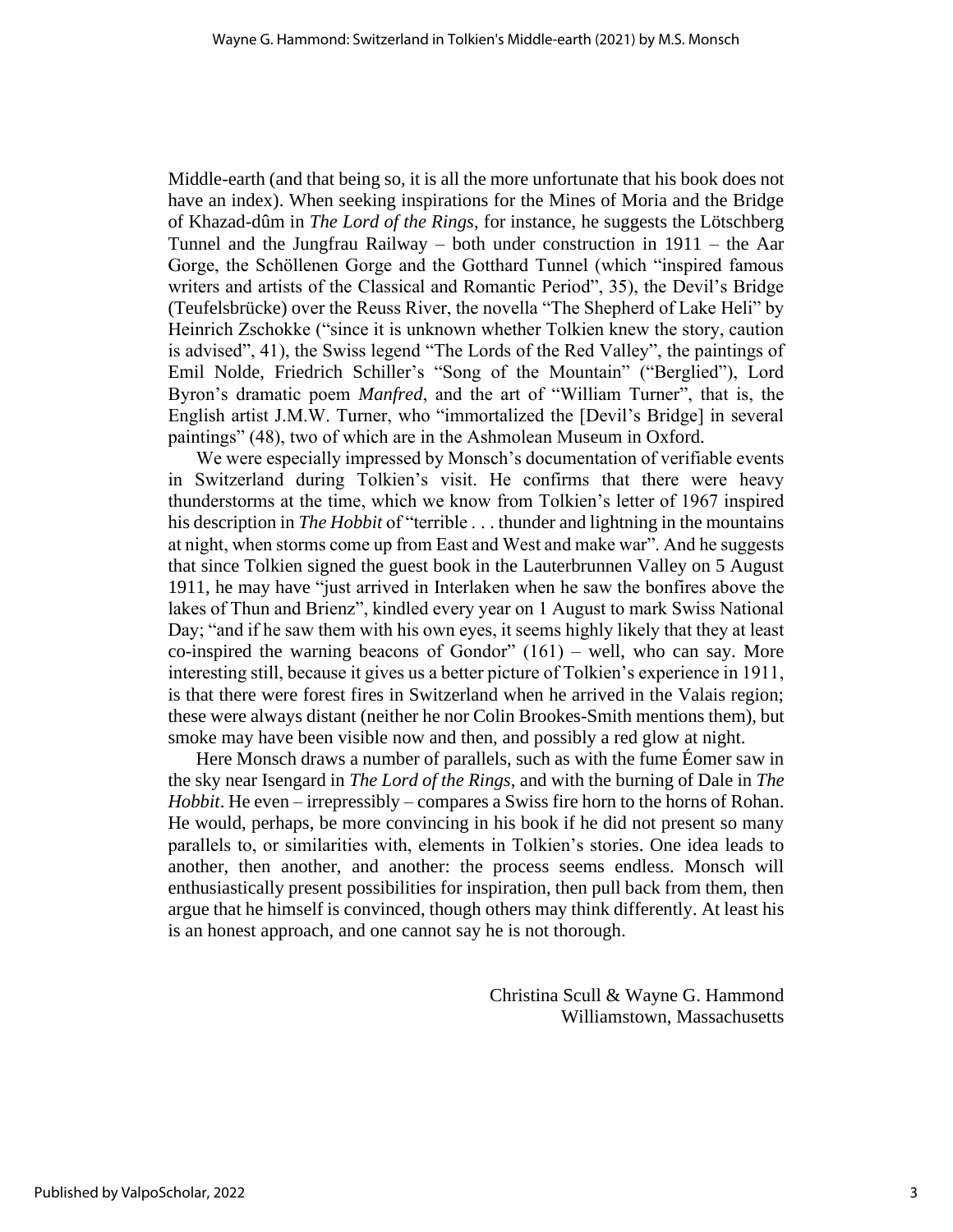Middle-earth (and that being so, it is all the more unfortunate that his book does not have an index). When seeking inspirations for the Mines of Moria and the Bridge of Khazad-dûm in *The Lord of the Rings*, for instance, he suggests the Lötschberg Tunnel and the Jungfrau Railway – both under construction in 1911 – the Aar Gorge, the Schöllenen Gorge and the Gotthard Tunnel (which "inspired famous writers and artists of the Classical and Romantic Period", 35), the Devil's Bridge (Teufelsbrücke) over the Reuss River, the novella "The Shepherd of Lake Heli" by Heinrich Zschokke ("since it is unknown whether Tolkien knew the story, caution is advised", 41), the Swiss legend "The Lords of the Red Valley", the paintings of Emil Nolde, Friedrich Schiller's "Song of the Mountain" ("Berglied"), Lord Byron's dramatic poem *Manfred*, and the art of "William Turner", that is, the English artist J.M.W. Turner, who "immortalized the [Devil's Bridge] in several paintings" (48), two of which are in the Ashmolean Museum in Oxford.

We were especially impressed by Monsch's documentation of verifiable events in Switzerland during Tolkien's visit. He confirms that there were heavy thunderstorms at the time, which we know from Tolkien's letter of 1967 inspired his description in *The Hobbit* of "terrible . . . thunder and lightning in the mountains at night, when storms come up from East and West and make war". And he suggests that since Tolkien signed the guest book in the Lauterbrunnen Valley on 5 August 1911, he may have "just arrived in Interlaken when he saw the bonfires above the lakes of Thun and Brienz", kindled every year on 1 August to mark Swiss National Day; "and if he saw them with his own eyes, it seems highly likely that they at least co-inspired the warning beacons of Gondor" (161) – well, who can say. More interesting still, because it gives us a better picture of Tolkien's experience in 1911, is that there were forest fires in Switzerland when he arrived in the Valais region; these were always distant (neither he nor Colin Brookes-Smith mentions them), but smoke may have been visible now and then, and possibly a red glow at night.

Here Monsch draws a number of parallels, such as with the fume Éomer saw in the sky near Isengard in *The Lord of the Rings*, and with the burning of Dale in *The Hobbit*. He even – irrepressibly – compares a Swiss fire horn to the horns of Rohan. He would, perhaps, be more convincing in his book if he did not present so many parallels to, or similarities with, elements in Tolkien's stories. One idea leads to another, then another, and another: the process seems endless. Monsch will enthusiastically present possibilities for inspiration, then pull back from them, then argue that he himself is convinced, though others may think differently. At least his is an honest approach, and one cannot say he is not thorough.

Christina Scull & Wayne G. Hammond
Williamstown, Massachusetts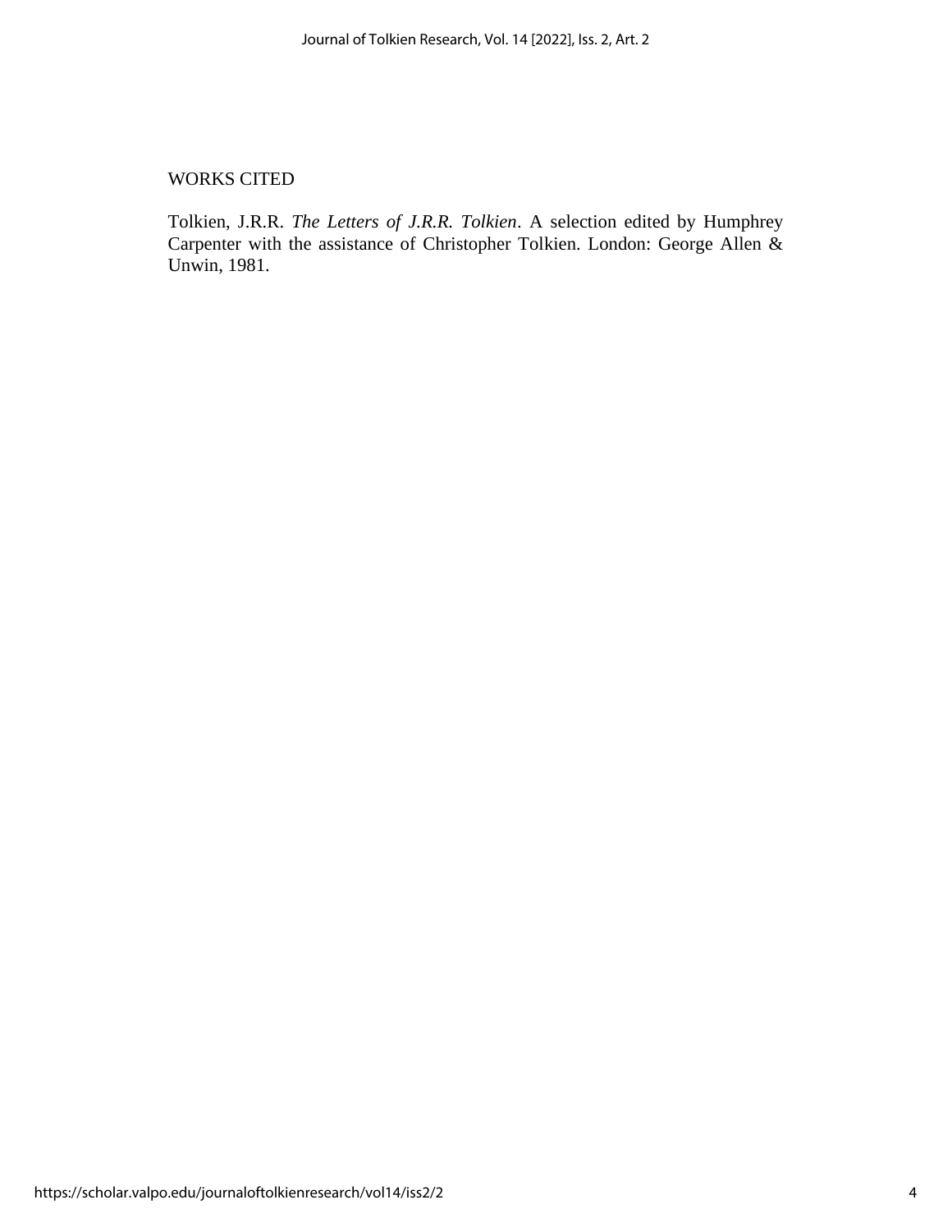## WORKS CITED

Tolkien, J.R.R. *The Letters of J.R.R. Tolkien*. A selection edited by Humphrey Carpenter with the assistance of Christopher Tolkien. London: George Allen & Unwin, 1981.